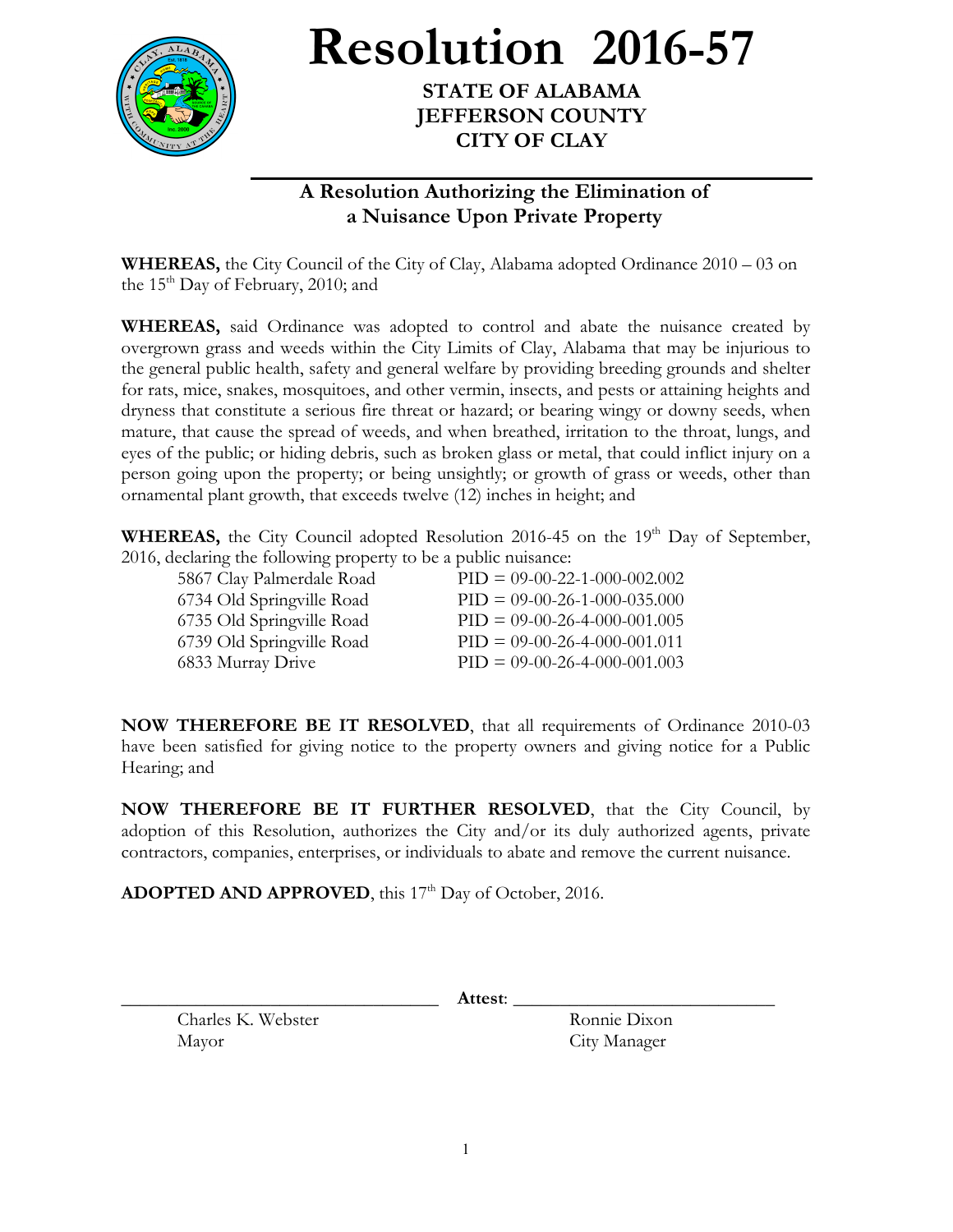# Resolution 2016-57

**STATE OF ALABAMA**
**JEFFERSON COUNTY**
**CITY OF CLAY**

## A Resolution Authorizing the Elimination of a Nuisance Upon Private Property

**WHEREAS,** the City Council of the City of Clay, Alabama adopted Ordinance 2010 – 03 on the 15th Day of February, 2010; and

**WHEREAS,** said Ordinance was adopted to control and abate the nuisance created by overgrown grass and weeds within the City Limits of Clay, Alabama that may be injurious to the general public health, safety and general welfare by providing breeding grounds and shelter for rats, mice, snakes, mosquitoes, and other vermin, insects, and pests or attaining heights and dryness that constitute a serious fire threat or hazard; or bearing wingy or downy seeds, when mature, that cause the spread of weeds, and when breathed, irritation to the throat, lungs, and eyes of the public; or hiding debris, such as broken glass or metal, that could inflict injury on a person going upon the property; or being unsightly; or growth of grass or weeds, other than ornamental plant growth, that exceeds twelve (12) inches in height; and

**WHEREAS,** the City Council adopted Resolution 2016-45 on the 19th Day of September, 2016, declaring the following property to be a public nuisance:

| | |
|---|---|
| 5867 Clay Palmerdale Road | PID = 09-00-22-1-000-002.002 |
| 6734 Old Springville Road | PID = 09-00-26-1-000-035.000 |
| 6735 Old Springville Road | PID = 09-00-26-4-000-001.005 |
| 6739 Old Springville Road | PID = 09-00-26-4-000-001.011 |
| 6833 Murray Drive | PID = 09-00-26-4-000-001.003 |

**NOW THEREFORE BE IT RESOLVED**, that all requirements of Ordinance 2010-03 have been satisfied for giving notice to the property owners and giving notice for a Public Hearing; and

**NOW THEREFORE BE IT FURTHER RESOLVED**, that the City Council, by adoption of this Resolution, authorizes the City and/or its duly authorized agents, private contractors, companies, enterprises, or individuals to abate and remove the current nuisance.

**ADOPTED AND APPROVED**, this 17th Day of October, 2016.

______________________________ **Attest**: ______________________________

Charles K. Webster, Mayor

Ronnie Dixon, City Manager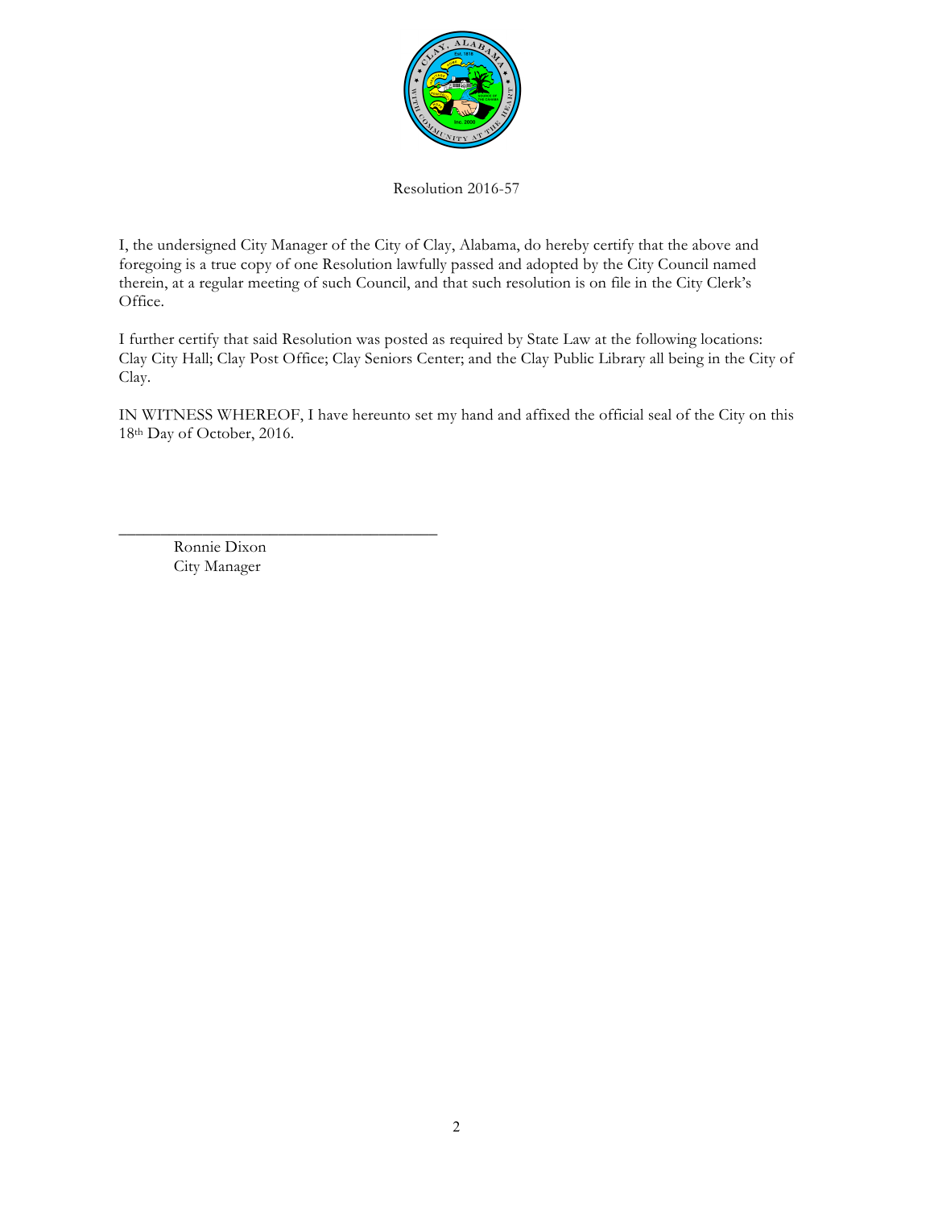Resolution 2016-57

I, the undersigned City Manager of the City of Clay, Alabama, do hereby certify that the above and foregoing is a true copy of one Resolution lawfully passed and adopted by the City Council named therein, at a regular meeting of such Council, and that such resolution is on file in the City Clerk's Office.

I further certify that said Resolution was posted as required by State Law at the following locations: Clay City Hall; Clay Post Office; Clay Seniors Center; and the Clay Public Library all being in the City of Clay.

IN WITNESS WHEREOF, I have hereunto set my hand and affixed the official seal of the City on this 18th Day of October, 2016.

\_\_\_\_\_\_\_\_\_\_\_\_\_\_\_\_\_\_\_\_\_\_\_\_\_\_\_\_\_\_\_\_\_\_\_\_\_\_\_\_

Ronnie Dixon
City Manager